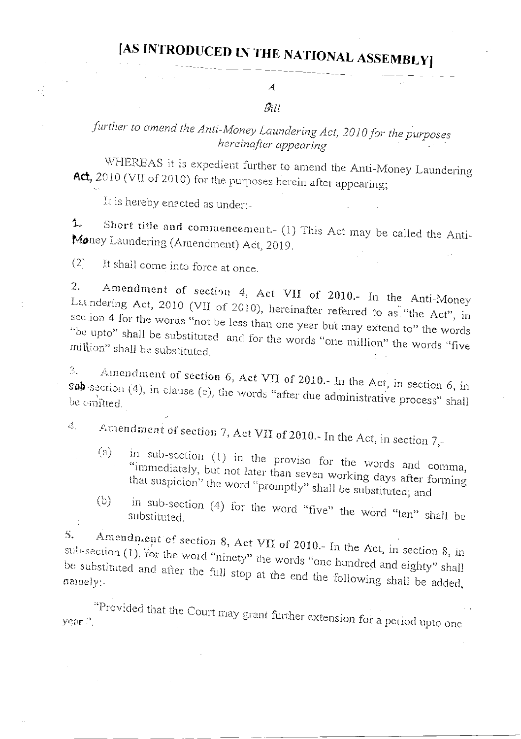# [AS INTRODUCED IN THE NATIONAL ASSEMBLY]

*A*

*Bill*

*further to amend the Anti-Money Laundering Act, 2010 for the purposes hereinafter appearing*

WHEREAS it is expedient further to amend the Anti-Money Laundering Act, 2010 (VII of 2010) for the purposes herein after appearing;

It is hereby enacted as under:-

1. **Short title and commencement.**- (1) This Act may be called the Anti-Money Laundering (Amendment) Act, 2019.

(2) It shall come into force at once.

2. **Amendment of section 4, Act VII of 2010.**- In the Anti-Money Laundering Act, 2010 (VII of 2010), hereinafter referred to as "the Act", in section 4 for the words "not be less than one year but may extend to" the words "be upto" shall be substituted and for the words "one million" the words "five million" shall be substituted.

3. **Amendment of section 6, Act VII of 2010.**- In the Act, in section 6, in sub-section (4), in clause (e), the words "after due administrative process" shall be omitted.

4. **Amendment of section 7, Act VII of 2010.**- In the Act, in section 7,-

   (a) in sub-section (1) in the proviso for the words and comma, "immediately, but not later than seven working days after forming that suspicion" the word "promptly" shall be substituted; and

   (b) in sub-section (4) for the word "five" the word "ten" shall be substituted.

5. **Amendment of section 8, Act VII of 2010.**- In the Act, in section 8, in sub-section (1), for the word "ninety" the words "one hundred and eighty" shall be substituted and after the full stop at the end the following shall be added, namely:-

"Provided that the Court may grant further extension for a period upto one year.".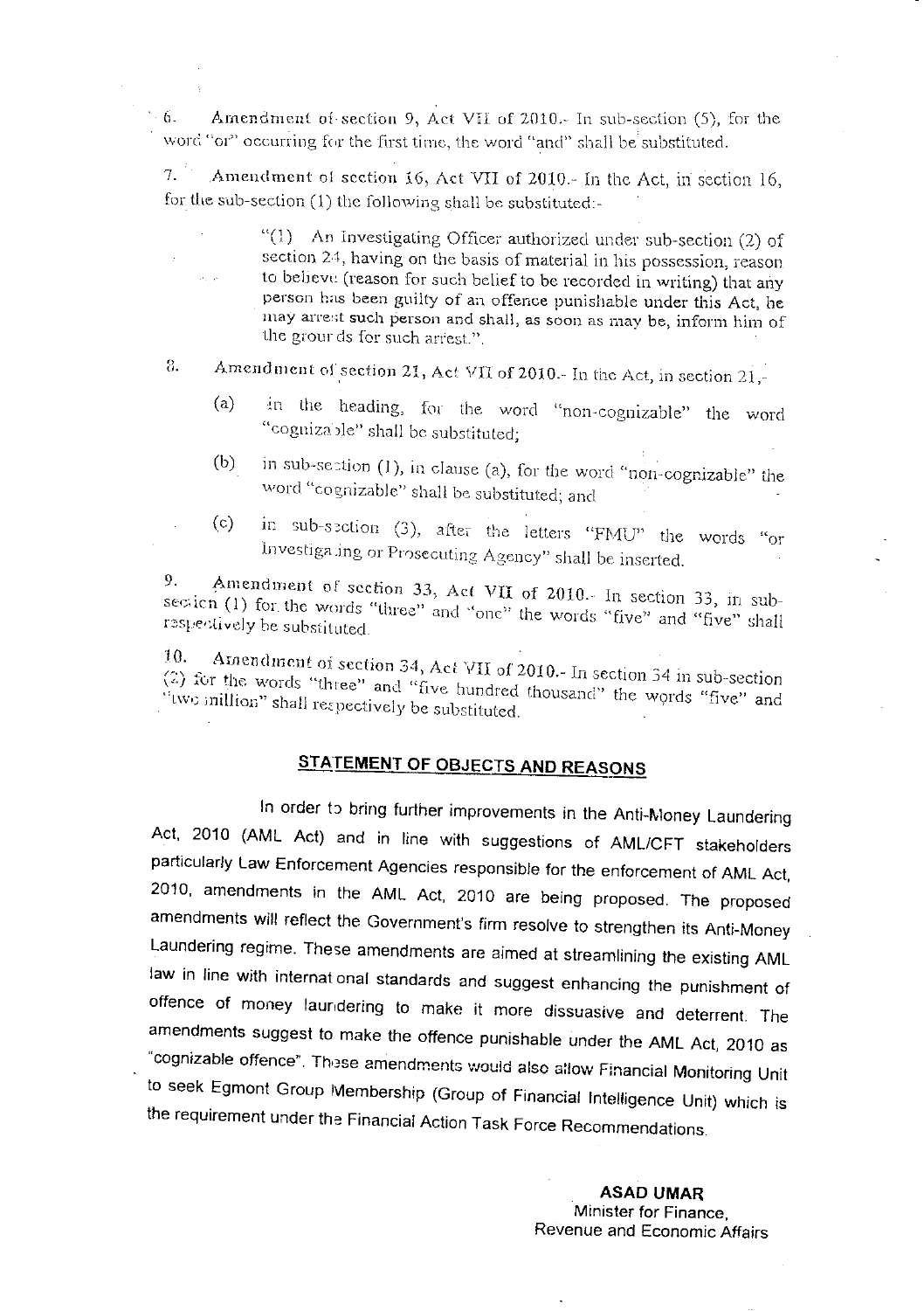6. **Amendment of section 9, Act VII of 2010.-** In sub-section (5), for the word "or" occurring for the first time, the word "and" shall be substituted.

7. **Amendment of section 16, Act VII of 2010.-** In the Act, in section 16, for the sub-section (1) the following shall be substituted:-

> "(1) An Investigating Officer authorized under sub-section (2) of section 24, having on the basis of material in his possession, reason to believe (reason for such belief to be recorded in writing) that any person has been guilty of an offence punishable under this Act, he may arrest such person and shall, as soon as may be, inform him of the grounds for such arrest.".

8. **Amendment of section 21, Act VII of 2010.-** In the Act, in section 21,-

(a) in the heading, for the word "non-cognizable" the word "cognizable" shall be substituted;

(b) in sub-section (1), in clause (a), for the word "non-cognizable" the word "cognizable" shall be substituted; and

(c) in sub-section (3), after the letters "FMU" the words "or Investigating or Prosecuting Agency" shall be inserted.

9. **Amendment of section 33, Act VII of 2010.-** In section 33, in sub-section (1) for the words "three" and "one" the words "five" and "five" shall respectively be substituted.

10. **Amendment of section 34, Act VII of 2010.-** In section 34 in sub-section (2) for the words "three" and "five hundred thousand" the words "five" and "two million" shall respectively be substituted.

## STATEMENT OF OBJECTS AND REASONS

In order to bring further improvements in the Anti-Money Laundering Act, 2010 (AML Act) and in line with suggestions of AML/CFT stakeholders particularly Law Enforcement Agencies responsible for the enforcement of AML Act, 2010, amendments in the AML Act, 2010 are being proposed. The proposed amendments will reflect the Government's firm resolve to strengthen its Anti-Money Laundering regime. These amendments are aimed at streamlining the existing AML law in line with international standards and suggest enhancing the punishment of offence of money laundering to make it more dissuasive and deterrent. The amendments suggest to make the offence punishable under the AML Act, 2010 as "cognizable offence". These amendments would also allow Financial Monitoring Unit to seek Egmont Group Membership (Group of Financial Intelligence Unit) which is the requirement under the Financial Action Task Force Recommendations.

**ASAD UMAR**
Minister for Finance,
Revenue and Economic Affairs